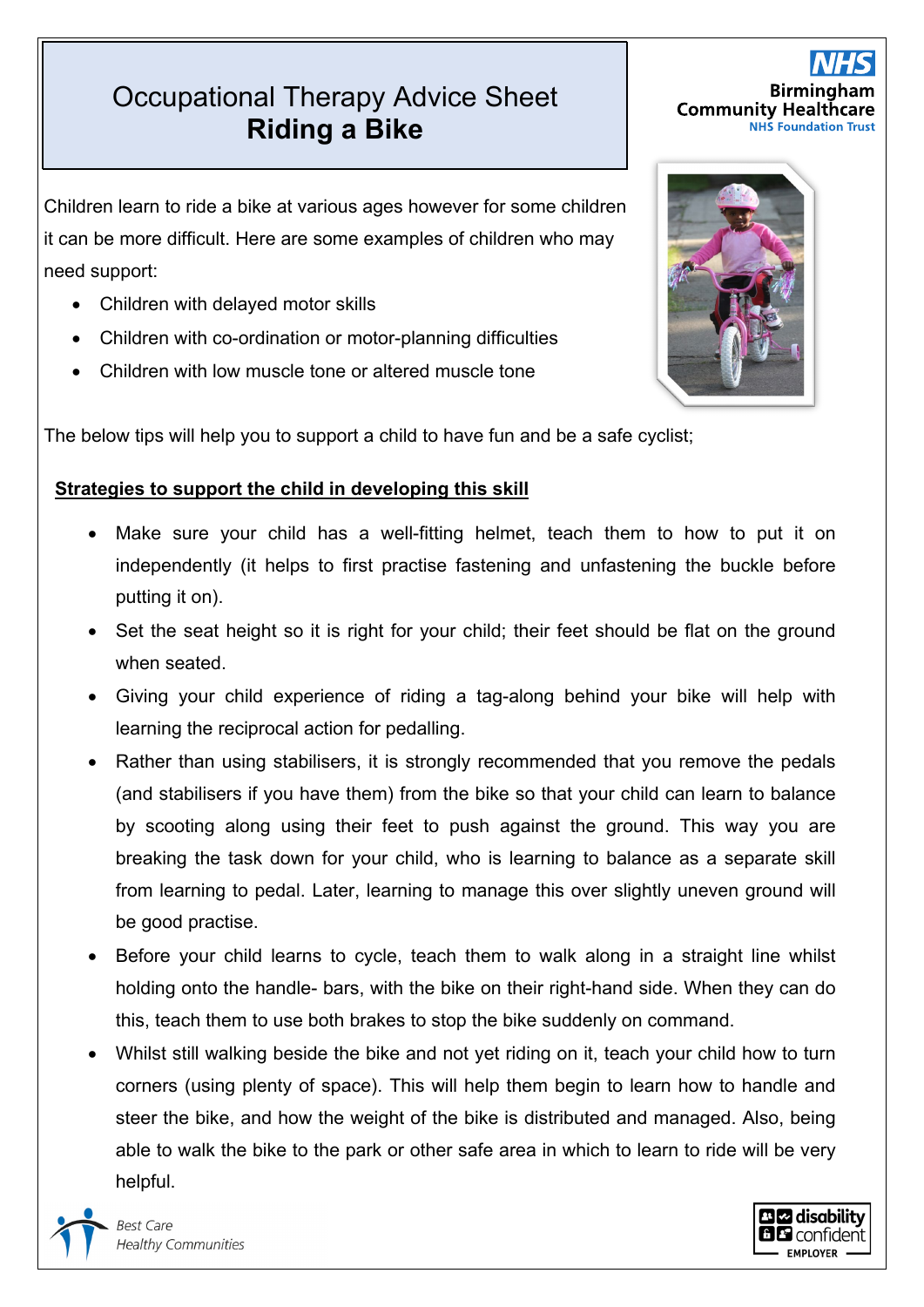# Occupational Therapy Advice Sheet
# **Riding a Bike**

Children learn to ride a bike at various ages however for some children it can be more difficult. Here are some examples of children who may need support:

- Children with delayed motor skills
- Children with co-ordination or motor-planning difficulties
- Children with low muscle tone or altered muscle tone

The below tips will help you to support a child to have fun and be a safe cyclist;

## Strategies to support the child in developing this skill

- Make sure your child has a well-fitting helmet, teach them to how to put it on independently (it helps to first practise fastening and unfastening the buckle before putting it on).
- Set the seat height so it is right for your child; their feet should be flat on the ground when seated.
- Giving your child experience of riding a tag-along behind your bike will help with learning the reciprocal action for pedalling.
- Rather than using stabilisers, it is strongly recommended that you remove the pedals (and stabilisers if you have them) from the bike so that your child can learn to balance by scooting along using their feet to push against the ground. This way you are breaking the task down for your child, who is learning to balance as a separate skill from learning to pedal. Later, learning to manage this over slightly uneven ground will be good practise.
- Before your child learns to cycle, teach them to walk along in a straight line whilst holding onto the handle- bars, with the bike on their right-hand side. When they can do this, teach them to use both brakes to stop the bike suddenly on command.
- Whilst still walking beside the bike and not yet riding on it, teach your child how to turn corners (using plenty of space). This will help them begin to learn how to handle and steer the bike, and how the weight of the bike is distributed and managed. Also, being able to walk the bike to the park or other safe area in which to learn to ride will be very helpful.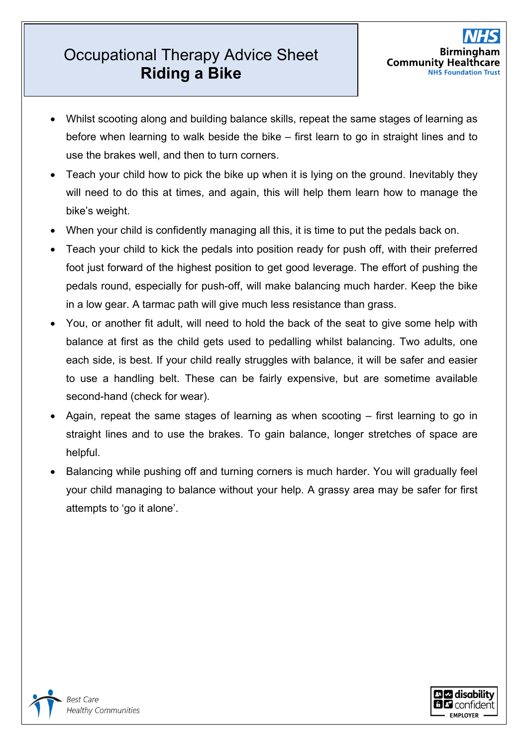# Occupational Therapy Advice Sheet
## Riding a Bike

- Whilst scooting along and building balance skills, repeat the same stages of learning as before when learning to walk beside the bike – first learn to go in straight lines and to use the brakes well, and then to turn corners.
- Teach your child how to pick the bike up when it is lying on the ground. Inevitably they will need to do this at times, and again, this will help them learn how to manage the bike's weight.
- When your child is confidently managing all this, it is time to put the pedals back on.
- Teach your child to kick the pedals into position ready for push off, with their preferred foot just forward of the highest position to get good leverage. The effort of pushing the pedals round, especially for push-off, will make balancing much harder. Keep the bike in a low gear. A tarmac path will give much less resistance than grass.
- You, or another fit adult, will need to hold the back of the seat to give some help with balance at first as the child gets used to pedalling whilst balancing. Two adults, one each side, is best. If your child really struggles with balance, it will be safer and easier to use a handling belt. These can be fairly expensive, but are sometime available second-hand (check for wear).
- Again, repeat the same stages of learning as when scooting – first learning to go in straight lines and to use the brakes. To gain balance, longer stretches of space are helpful.
- Balancing while pushing off and turning corners is much harder. You will gradually feel your child managing to balance without your help. A grassy area may be safer for first attempts to 'go it alone'.